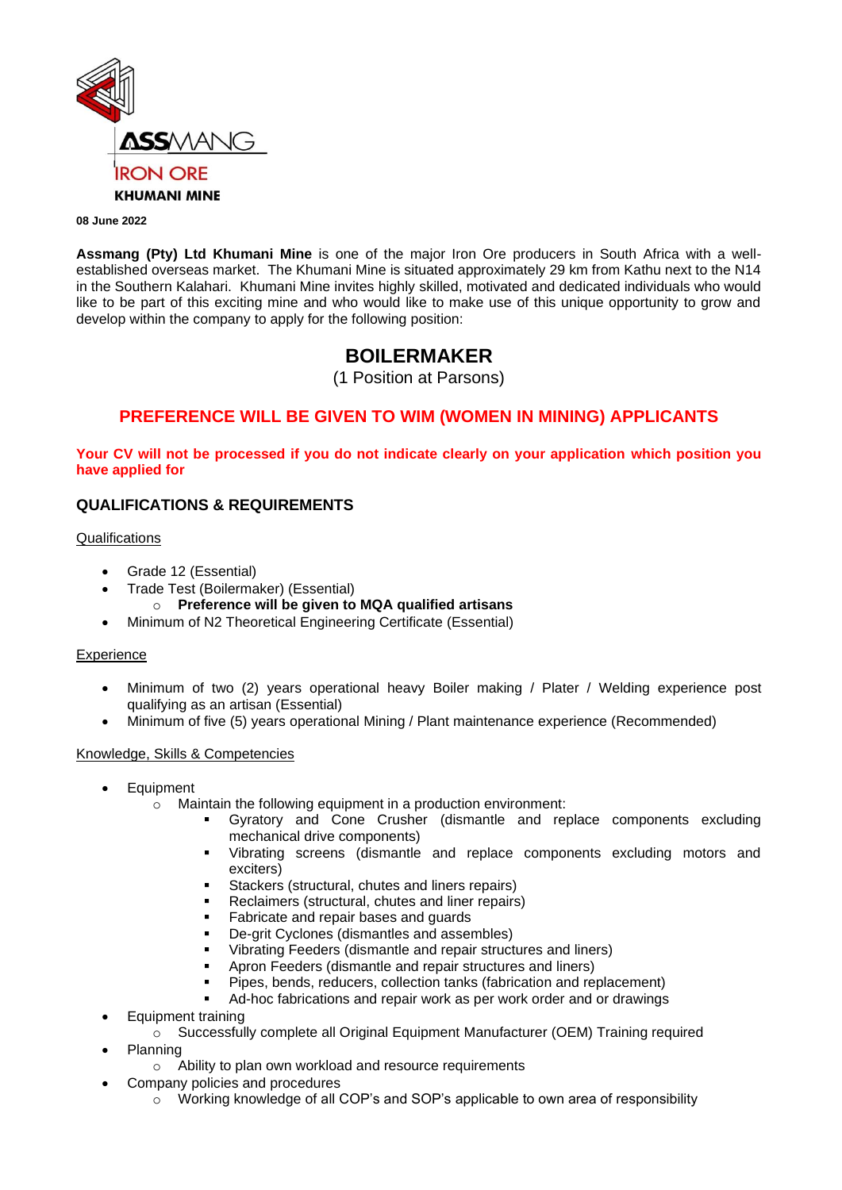ASSMANG
IRON ORE
KHUMANI MINE

**08 June 2022**

**Assmang (Pty) Ltd Khumani Mine** is one of the major Iron Ore producers in South Africa with a well-established overseas market. The Khumani Mine is situated approximately 29 km from Kathu next to the N14 in the Southern Kalahari. Khumani Mine invites highly skilled, motivated and dedicated individuals who would like to be part of this exciting mine and who would like to make use of this unique opportunity to grow and develop within the company to apply for the following position:

# BOILERMAKER

(1 Position at Parsons)

## PREFERENCE WILL BE GIVEN TO WIM (WOMEN IN MINING) APPLICANTS

**Your CV will not be processed if you do not indicate clearly on your application which position you have applied for**

## QUALIFICATIONS & REQUIREMENTS

Qualifications

- Grade 12 (Essential)
- Trade Test (Boilermaker) (Essential)
  - **Preference will be given to MQA qualified artisans**
- Minimum of N2 Theoretical Engineering Certificate (Essential)

Experience

- Minimum of two (2) years operational heavy Boiler making / Plater / Welding experience post qualifying as an artisan (Essential)
- Minimum of five (5) years operational Mining / Plant maintenance experience (Recommended)

Knowledge, Skills & Competencies

- Equipment
  - Maintain the following equipment in a production environment:
    - Gyratory and Cone Crusher (dismantle and replace components excluding mechanical drive components)
    - Vibrating screens (dismantle and replace components excluding motors and exciters)
    - Stackers (structural, chutes and liners repairs)
    - Reclaimers (structural, chutes and liner repairs)
    - Fabricate and repair bases and guards
    - De-grit Cyclones (dismantles and assembles)
    - Vibrating Feeders (dismantle and repair structures and liners)
    - Apron Feeders (dismantle and repair structures and liners)
    - Pipes, bends, reducers, collection tanks (fabrication and replacement)
    - Ad-hoc fabrications and repair work as per work order and or drawings
- Equipment training
  - Successfully complete all Original Equipment Manufacturer (OEM) Training required
- Planning
  - Ability to plan own workload and resource requirements
- Company policies and procedures
  - Working knowledge of all COP's and SOP's applicable to own area of responsibility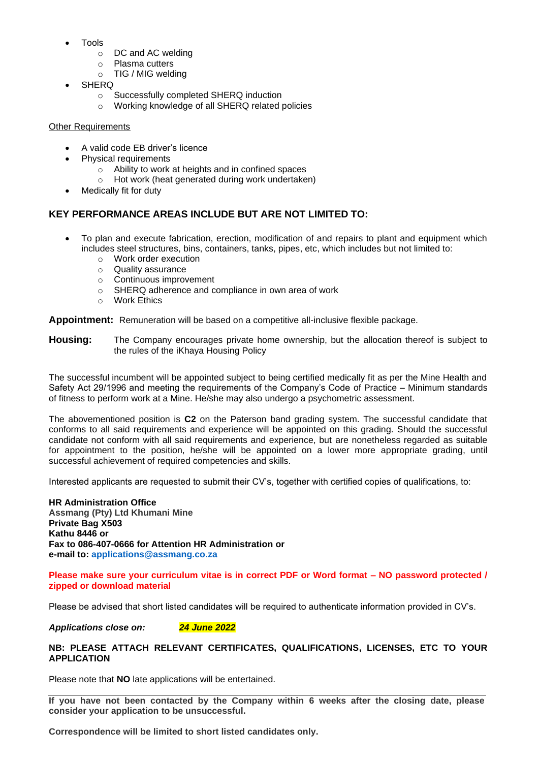- Tools
    - DC and AC welding
    - Plasma cutters
    - TIG / MIG welding
- SHERQ
    - Successfully completed SHERQ induction
    - Working knowledge of all SHERQ related policies

Other Requirements

- A valid code EB driver's licence
- Physical requirements
    - Ability to work at heights and in confined spaces
    - Hot work (heat generated during work undertaken)
- Medically fit for duty

## KEY PERFORMANCE AREAS INCLUDE BUT ARE NOT LIMITED TO:

- To plan and execute fabrication, erection, modification of and repairs to plant and equipment which includes steel structures, bins, containers, tanks, pipes, etc, which includes but not limited to:
    - Work order execution
    - Quality assurance
    - Continuous improvement
    - SHERQ adherence and compliance in own area of work
    - Work Ethics

**Appointment:** Remuneration will be based on a competitive all-inclusive flexible package.

**Housing:** The Company encourages private home ownership, but the allocation thereof is subject to the rules of the iKhaya Housing Policy

The successful incumbent will be appointed subject to being certified medically fit as per the Mine Health and Safety Act 29/1996 and meeting the requirements of the Company's Code of Practice – Minimum standards of fitness to perform work at a Mine. He/she may also undergo a psychometric assessment.

The abovementioned position is **C2** on the Paterson band grading system. The successful candidate that conforms to all said requirements and experience will be appointed on this grading. Should the successful candidate not conform with all said requirements and experience, but are nonetheless regarded as suitable for appointment to the position, he/she will be appointed on a lower more appropriate grading, until successful achievement of required competencies and skills.

Interested applicants are requested to submit their CV's, together with certified copies of qualifications, to:

**HR Administration Office**
**Assmang (Pty) Ltd Khumani Mine**
**Private Bag X503**
**Kathu 8446 or**
**Fax to 086-407-0666 for Attention HR Administration or**
**e-mail to: applications@assmang.co.za**

**Please make sure your curriculum vitae is in correct PDF or Word format – NO password protected / zipped or download material**

Please be advised that short listed candidates will be required to authenticate information provided in CV's.

***Applications close on:*** ***24 June 2022***

**NB: PLEASE ATTACH RELEVANT CERTIFICATES, QUALIFICATIONS, LICENSES, ETC TO YOUR APPLICATION**

Please note that **NO** late applications will be entertained.

---

**If you have not been contacted by the Company within 6 weeks after the closing date, please consider your application to be unsuccessful.**

**Correspondence will be limited to short listed candidates only.**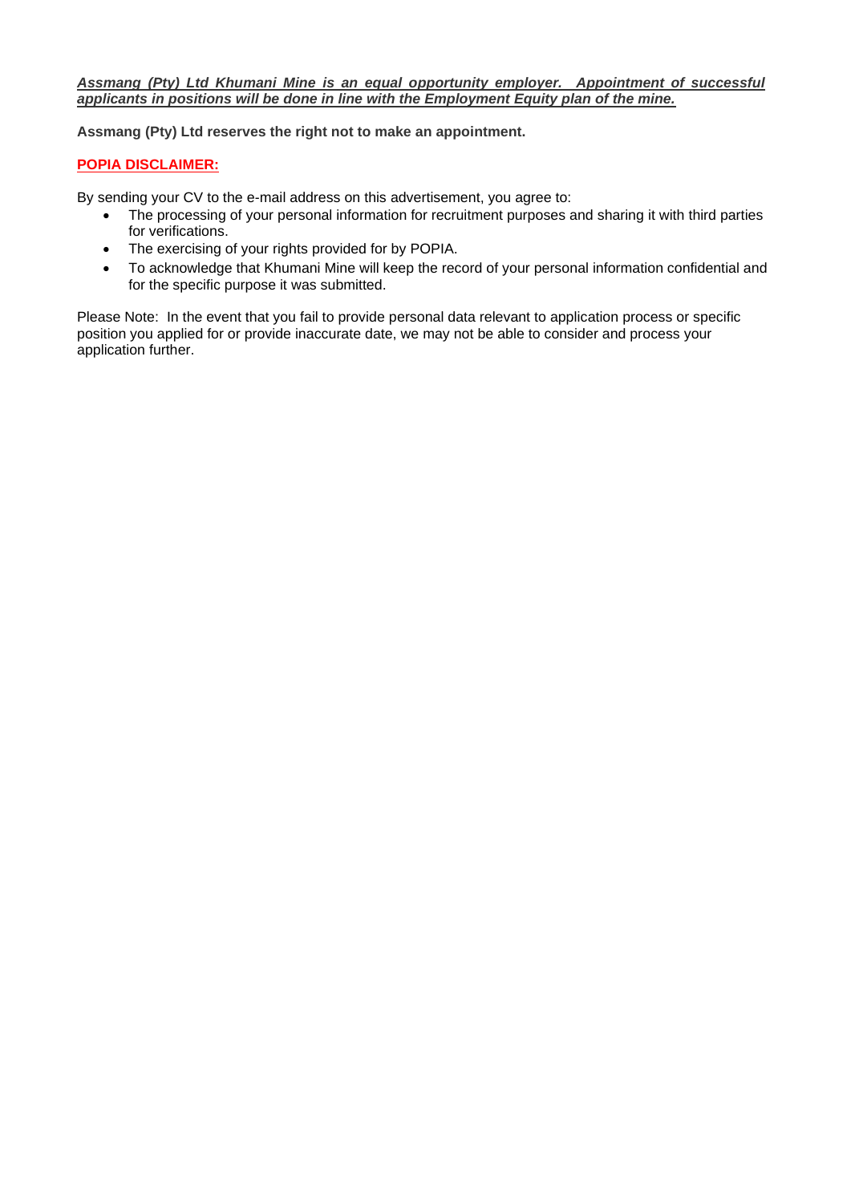***Assmang (Pty) Ltd Khumani Mine is an equal opportunity employer. Appointment of successful applicants in positions will be done in line with the Employment Equity plan of the mine.***

**Assmang (Pty) Ltd reserves the right not to make an appointment.**

**POPIA DISCLAIMER:**

By sending your CV to the e-mail address on this advertisement, you agree to:

- The processing of your personal information for recruitment purposes and sharing it with third parties for verifications.
- The exercising of your rights provided for by POPIA.
- To acknowledge that Khumani Mine will keep the record of your personal information confidential and for the specific purpose it was submitted.

Please Note: In the event that you fail to provide personal data relevant to application process or specific position you applied for or provide inaccurate date, we may not be able to consider and process your application further.